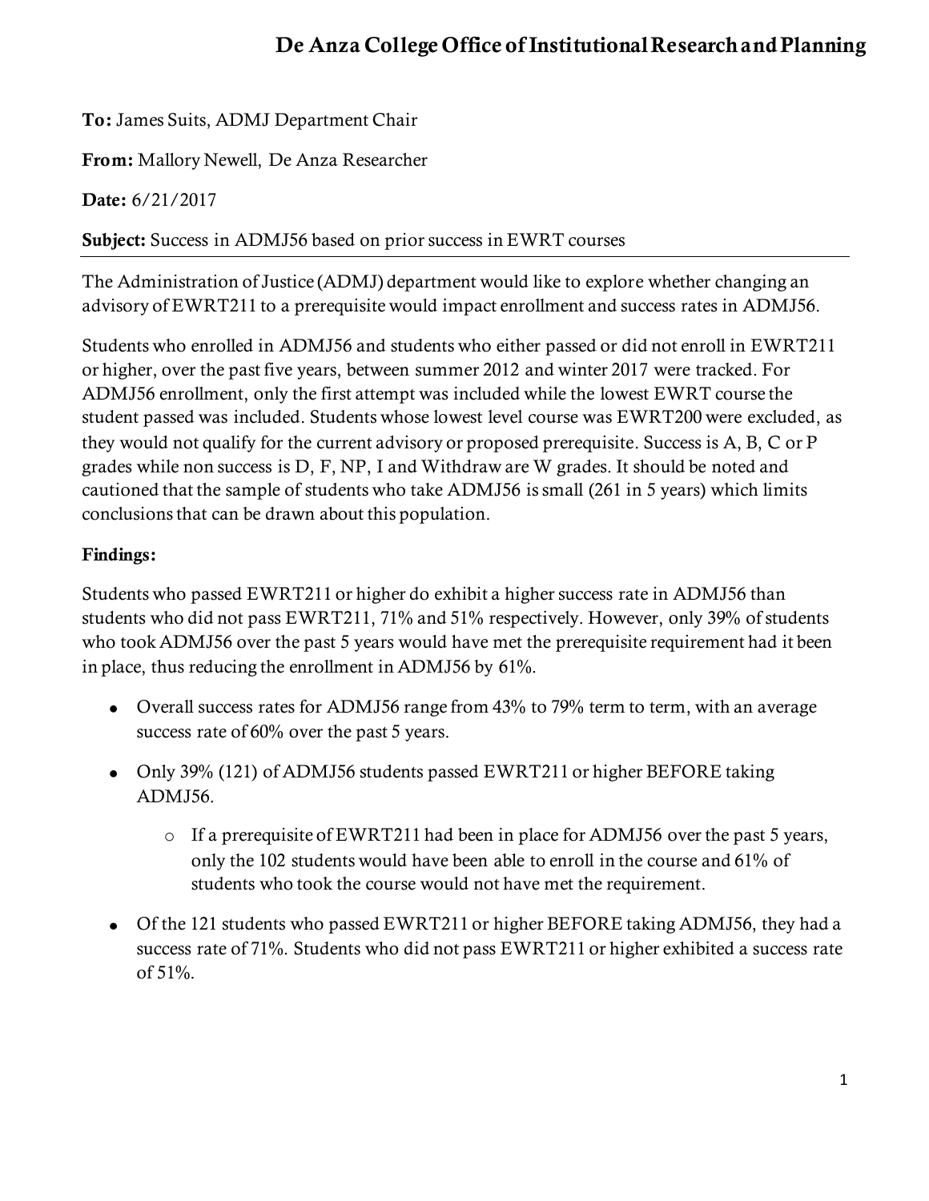# De Anza College Office of Institutional Research and Planning

**To:** James Suits, ADMJ Department Chair

**From:** Mallory Newell, De Anza Researcher

**Date:** 6/21/2017

**Subject:** Success in ADMJ56 based on prior success in EWRT courses

---

The Administration of Justice (ADMJ) department would like to explore whether changing an advisory of EWRT211 to a prerequisite would impact enrollment and success rates in ADMJ56.

Students who enrolled in ADMJ56 and students who either passed or did not enroll in EWRT211 or higher, over the past five years, between summer 2012 and winter 2017 were tracked. For ADMJ56 enrollment, only the first attempt was included while the lowest EWRT course the student passed was included. Students whose lowest level course was EWRT200 were excluded, as they would not qualify for the current advisory or proposed prerequisite. Success is A, B, C or P grades while non success is D, F, NP, I and Withdraw are W grades. It should be noted and cautioned that the sample of students who take ADMJ56 is small (261 in 5 years) which limits conclusions that can be drawn about this population.

**Findings:**

Students who passed EWRT211 or higher do exhibit a higher success rate in ADMJ56 than students who did not pass EWRT211, 71% and 51% respectively. However, only 39% of students who took ADMJ56 over the past 5 years would have met the prerequisite requirement had it been in place, thus reducing the enrollment in ADMJ56 by 61%.

- Overall success rates for ADMJ56 range from 43% to 79% term to term, with an average success rate of 60% over the past 5 years.
- Only 39% (121) of ADMJ56 students passed EWRT211 or higher BEFORE taking ADMJ56.
  - If a prerequisite of EWRT211 had been in place for ADMJ56 over the past 5 years, only the 102 students would have been able to enroll in the course and 61% of students who took the course would not have met the requirement.
- Of the 121 students who passed EWRT211 or higher BEFORE taking ADMJ56, they had a success rate of 71%. Students who did not pass EWRT211 or higher exhibited a success rate of 51%.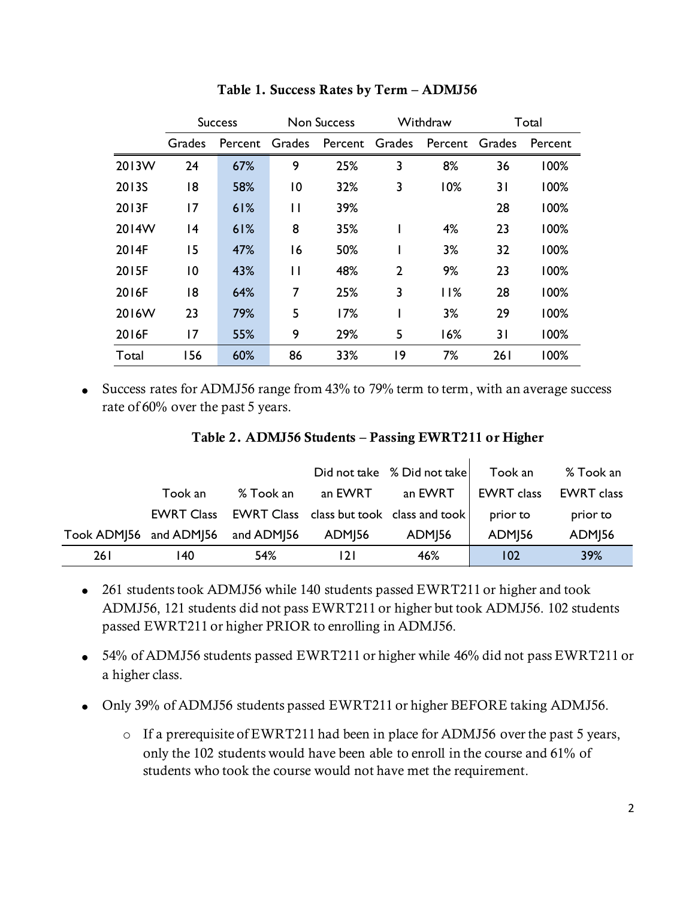**Table 1. Success Rates by Term – ADMJ56**

| | Success | | Non Success | | Withdraw | | Total | |
|---|---|---|---|---|---|---|---|---|
| | Grades | Percent | Grades | Percent | Grades | Percent | Grades | Percent |
| 2013W | 24 | 67% | 9 | 25% | 3 | 8% | 36 | 100% |
| 2013S | 18 | 58% | 10 | 32% | 3 | 10% | 31 | 100% |
| 2013F | 17 | 61% | 11 | 39% | | | 28 | 100% |
| 2014W | 14 | 61% | 8 | 35% | 1 | 4% | 23 | 100% |
| 2014F | 15 | 47% | 16 | 50% | 1 | 3% | 32 | 100% |
| 2015F | 10 | 43% | 11 | 48% | 2 | 9% | 23 | 100% |
| 2016F | 18 | 64% | 7 | 25% | 3 | 11% | 28 | 100% |
| 2016W | 23 | 79% | 5 | 17% | 1 | 3% | 29 | 100% |
| 2016F | 17 | 55% | 9 | 29% | 5 | 16% | 31 | 100% |
| Total | 156 | 60% | 86 | 33% | 19 | 7% | 261 | 100% |

- Success rates for ADMJ56 range from 43% to 79% term to term, with an average success rate of 60% over the past 5 years.

**Table 2. ADMJ56 Students – Passing EWRT211 or Higher**

| Took ADMJ56 | Took an EWRT Class and ADMJ56 | % Took an EWRT Class and ADMJ56 | Did not take an EWRT class but took ADMJ56 | % Did not take an EWRT class and took ADMJ56 | Took an EWRT class prior to ADMJ56 | % Took an EWRT class prior to ADMJ56 |
|---|---|---|---|---|---|---|
| 261 | 140 | 54% | 121 | 46% | 102 | 39% |

- 261 students took ADMJ56 while 140 students passed EWRT211 or higher and took ADMJ56, 121 students did not pass EWRT211 or higher but took ADMJ56. 102 students passed EWRT211 or higher PRIOR to enrolling in ADMJ56.
- 54% of ADMJ56 students passed EWRT211 or higher while 46% did not pass EWRT211 or a higher class.
- Only 39% of ADMJ56 students passed EWRT211 or higher BEFORE taking ADMJ56.
    - If a prerequisite of EWRT211 had been in place for ADMJ56 over the past 5 years, only the 102 students would have been able to enroll in the course and 61% of students who took the course would not have met the requirement.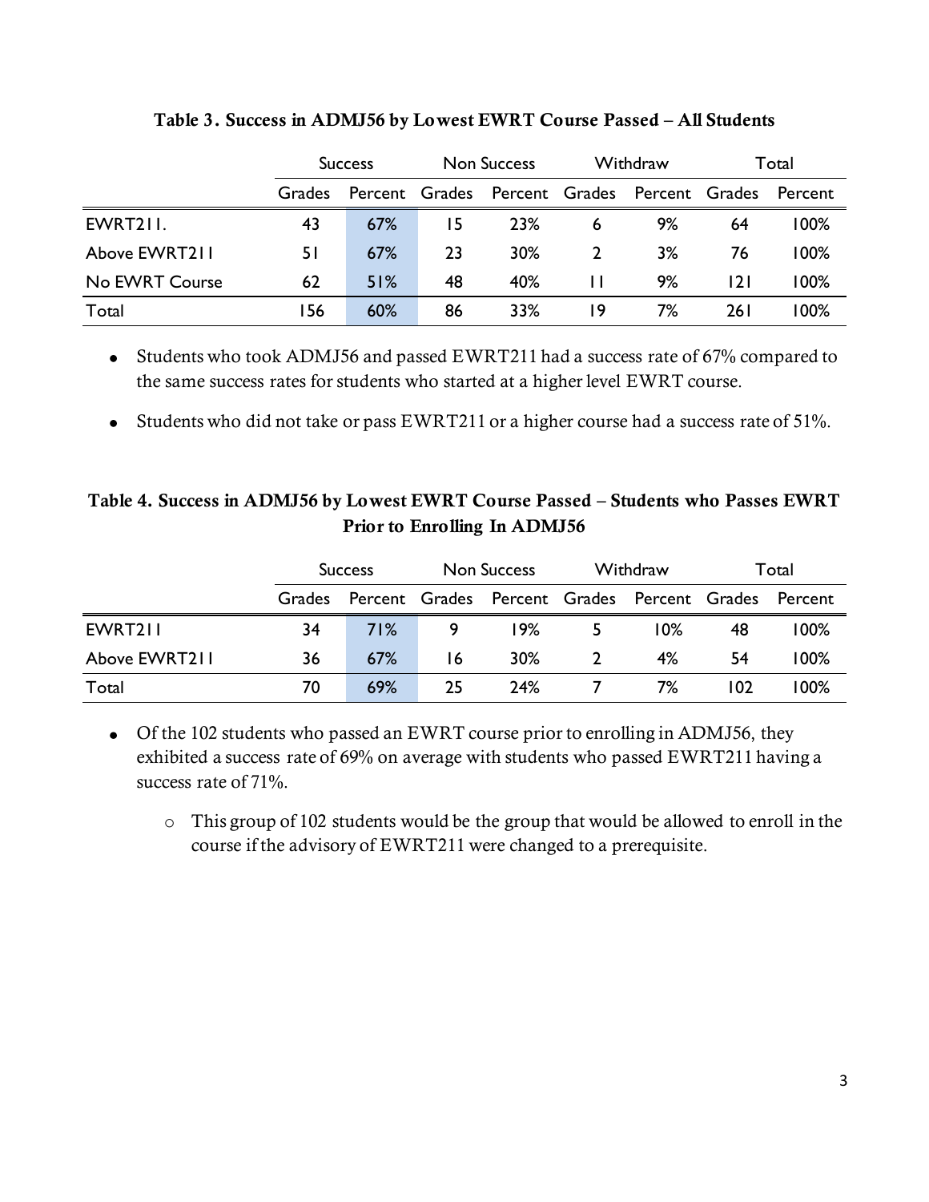**Table 3. Success in ADMJ56 by Lowest EWRT Course Passed – All Students**

| | Success | | Non Success | | Withdraw | | Total | |
|---|---|---|---|---|---|---|---|---|
| | Grades | Percent | Grades | Percent | Grades | Percent | Grades | Percent |
| EWRT211. | 43 | 67% | 15 | 23% | 6 | 9% | 64 | 100% |
| Above EWRT211 | 51 | 67% | 23 | 30% | 2 | 3% | 76 | 100% |
| No EWRT Course | 62 | 51% | 48 | 40% | 11 | 9% | 121 | 100% |
| Total | 156 | 60% | 86 | 33% | 19 | 7% | 261 | 100% |

- Students who took ADMJ56 and passed EWRT211 had a success rate of 67% compared to the same success rates for students who started at a higher level EWRT course.
- Students who did not take or pass EWRT211 or a higher course had a success rate of 51%.

**Table 4. Success in ADMJ56 by Lowest EWRT Course Passed – Students who Passes EWRT Prior to Enrolling In ADMJ56**

| | Success | | Non Success | | Withdraw | | Total | |
|---|---|---|---|---|---|---|---|---|
| | Grades | Percent | Grades | Percent | Grades | Percent | Grades | Percent |
| EWRT211 | 34 | 71% | 9 | 19% | 5 | 10% | 48 | 100% |
| Above EWRT211 | 36 | 67% | 16 | 30% | 2 | 4% | 54 | 100% |
| Total | 70 | 69% | 25 | 24% | 7 | 7% | 102 | 100% |

- Of the 102 students who passed an EWRT course prior to enrolling in ADMJ56, they exhibited a success rate of 69% on average with students who passed EWRT211 having a success rate of 71%.
  - This group of 102 students would be the group that would be allowed to enroll in the course if the advisory of EWRT211 were changed to a prerequisite.